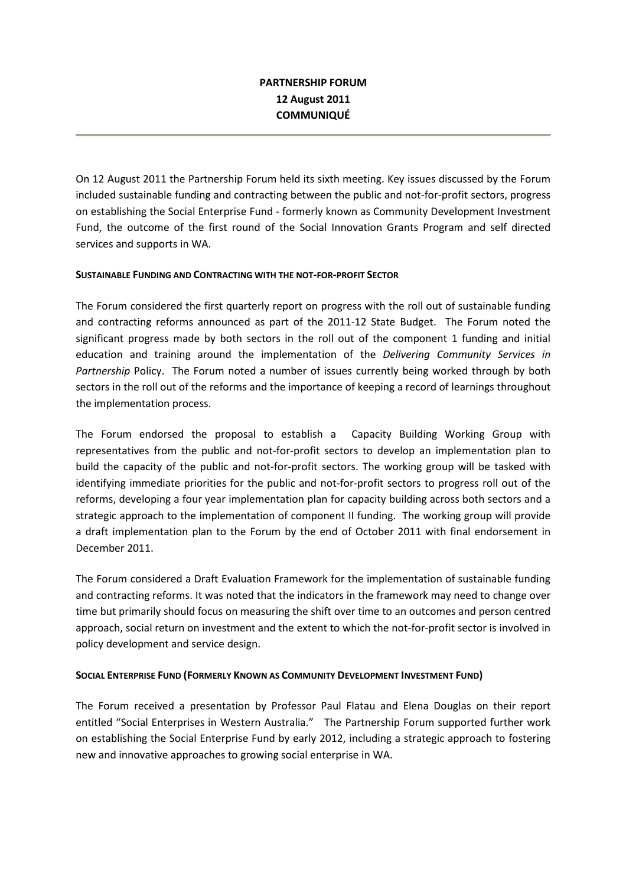# PARTNERSHIP FORUM
# 12 August 2011
# COMMUNIQUÉ

On 12 August 2011 the Partnership Forum held its sixth meeting. Key issues discussed by the Forum included sustainable funding and contracting between the public and not-for-profit sectors, progress on establishing the Social Enterprise Fund - formerly known as Community Development Investment Fund, the outcome of the first round of the Social Innovation Grants Program and self directed services and supports in WA.

## SUSTAINABLE FUNDING AND CONTRACTING WITH THE NOT-FOR-PROFIT SECTOR

The Forum considered the first quarterly report on progress with the roll out of sustainable funding and contracting reforms announced as part of the 2011-12 State Budget. The Forum noted the significant progress made by both sectors in the roll out of the component 1 funding and initial education and training around the implementation of the *Delivering Community Services in Partnership* Policy. The Forum noted a number of issues currently being worked through by both sectors in the roll out of the reforms and the importance of keeping a record of learnings throughout the implementation process.

The Forum endorsed the proposal to establish a Capacity Building Working Group with representatives from the public and not-for-profit sectors to develop an implementation plan to build the capacity of the public and not-for-profit sectors. The working group will be tasked with identifying immediate priorities for the public and not-for-profit sectors to progress roll out of the reforms, developing a four year implementation plan for capacity building across both sectors and a strategic approach to the implementation of component II funding. The working group will provide a draft implementation plan to the Forum by the end of October 2011 with final endorsement in December 2011.

The Forum considered a Draft Evaluation Framework for the implementation of sustainable funding and contracting reforms. It was noted that the indicators in the framework may need to change over time but primarily should focus on measuring the shift over time to an outcomes and person centred approach, social return on investment and the extent to which the not-for-profit sector is involved in policy development and service design.

## SOCIAL ENTERPRISE FUND (FORMERLY KNOWN AS COMMUNITY DEVELOPMENT INVESTMENT FUND)

The Forum received a presentation by Professor Paul Flatau and Elena Douglas on their report entitled "Social Enterprises in Western Australia." The Partnership Forum supported further work on establishing the Social Enterprise Fund by early 2012, including a strategic approach to fostering new and innovative approaches to growing social enterprise in WA.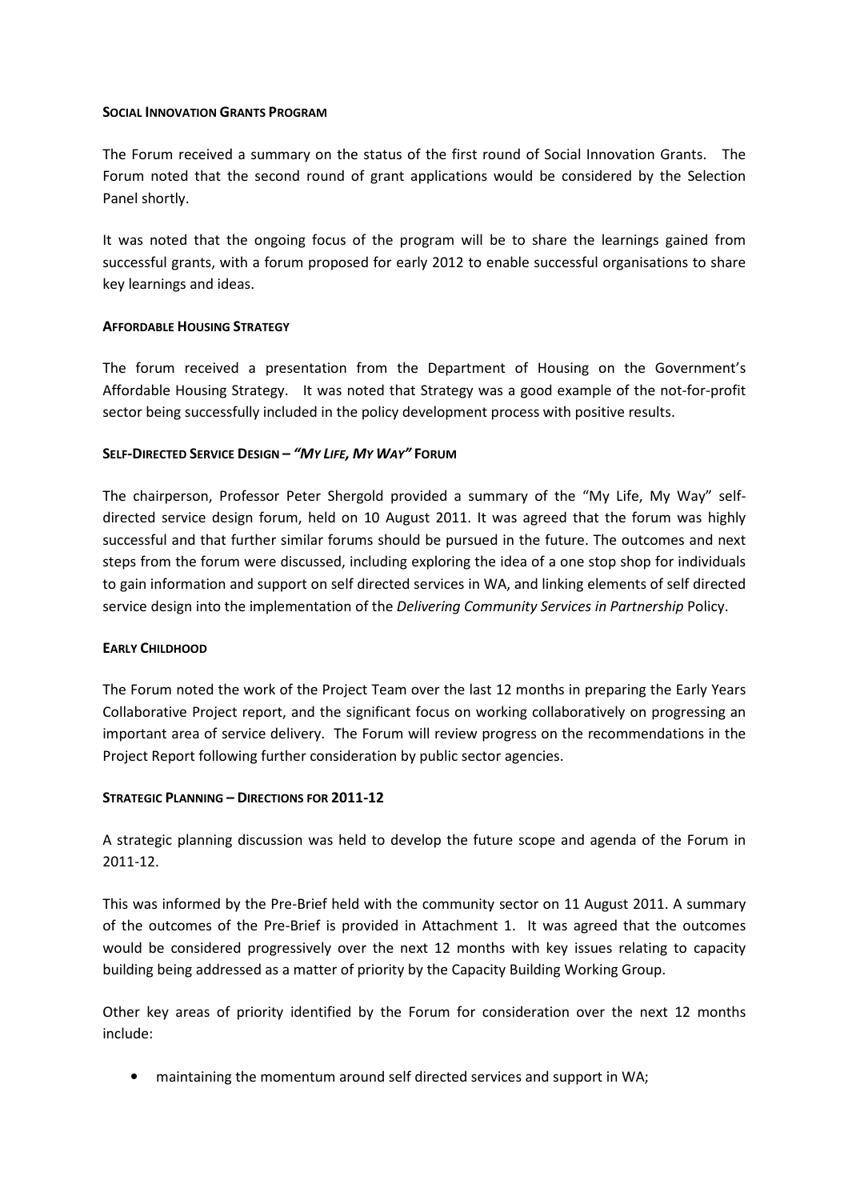#### SOCIAL INNOVATION GRANTS PROGRAM

The Forum received a summary on the status of the first round of Social Innovation Grants. The Forum noted that the second round of grant applications would be considered by the Selection Panel shortly.

It was noted that the ongoing focus of the program will be to share the learnings gained from successful grants, with a forum proposed for early 2012 to enable successful organisations to share key learnings and ideas.

#### AFFORDABLE HOUSING STRATEGY

The forum received a presentation from the Department of Housing on the Government's Affordable Housing Strategy. It was noted that Strategy was a good example of the not-for-profit sector being successfully included in the policy development process with positive results.

#### SELF-DIRECTED SERVICE DESIGN – *"MY LIFE, MY WAY"* FORUM

The chairperson, Professor Peter Shergold provided a summary of the "My Life, My Way" self-directed service design forum, held on 10 August 2011. It was agreed that the forum was highly successful and that further similar forums should be pursued in the future. The outcomes and next steps from the forum were discussed, including exploring the idea of a one stop shop for individuals to gain information and support on self directed services in WA, and linking elements of self directed service design into the implementation of the *Delivering Community Services in Partnership* Policy.

#### EARLY CHILDHOOD

The Forum noted the work of the Project Team over the last 12 months in preparing the Early Years Collaborative Project report, and the significant focus on working collaboratively on progressing an important area of service delivery. The Forum will review progress on the recommendations in the Project Report following further consideration by public sector agencies.

#### STRATEGIC PLANNING – DIRECTIONS FOR 2011-12

A strategic planning discussion was held to develop the future scope and agenda of the Forum in 2011-12.

This was informed by the Pre-Brief held with the community sector on 11 August 2011. A summary of the outcomes of the Pre-Brief is provided in Attachment 1. It was agreed that the outcomes would be considered progressively over the next 12 months with key issues relating to capacity building being addressed as a matter of priority by the Capacity Building Working Group.

Other key areas of priority identified by the Forum for consideration over the next 12 months include:

- maintaining the momentum around self directed services and support in WA;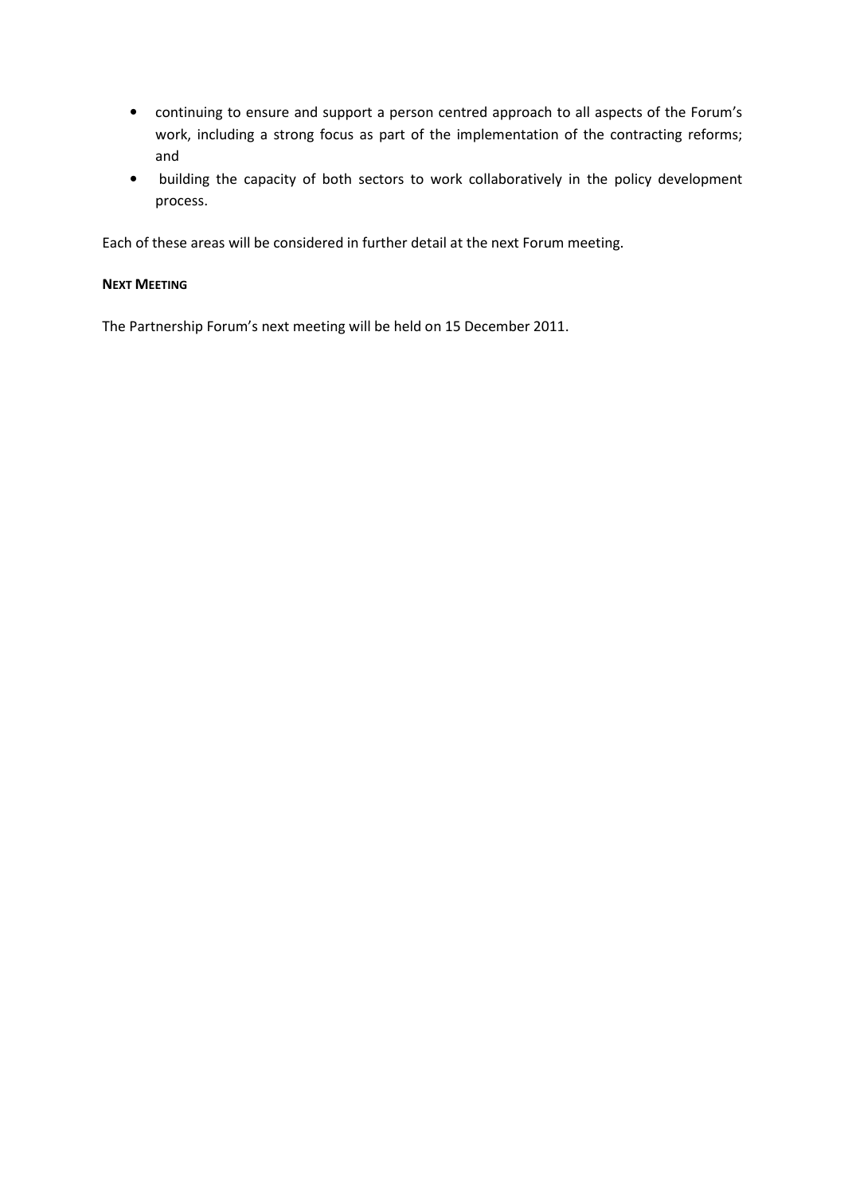- continuing to ensure and support a person centred approach to all aspects of the Forum's work, including a strong focus as part of the implementation of the contracting reforms; and
- building the capacity of both sectors to work collaboratively in the policy development process.

Each of these areas will be considered in further detail at the next Forum meeting.

**NEXT MEETING**

The Partnership Forum's next meeting will be held on 15 December 2011.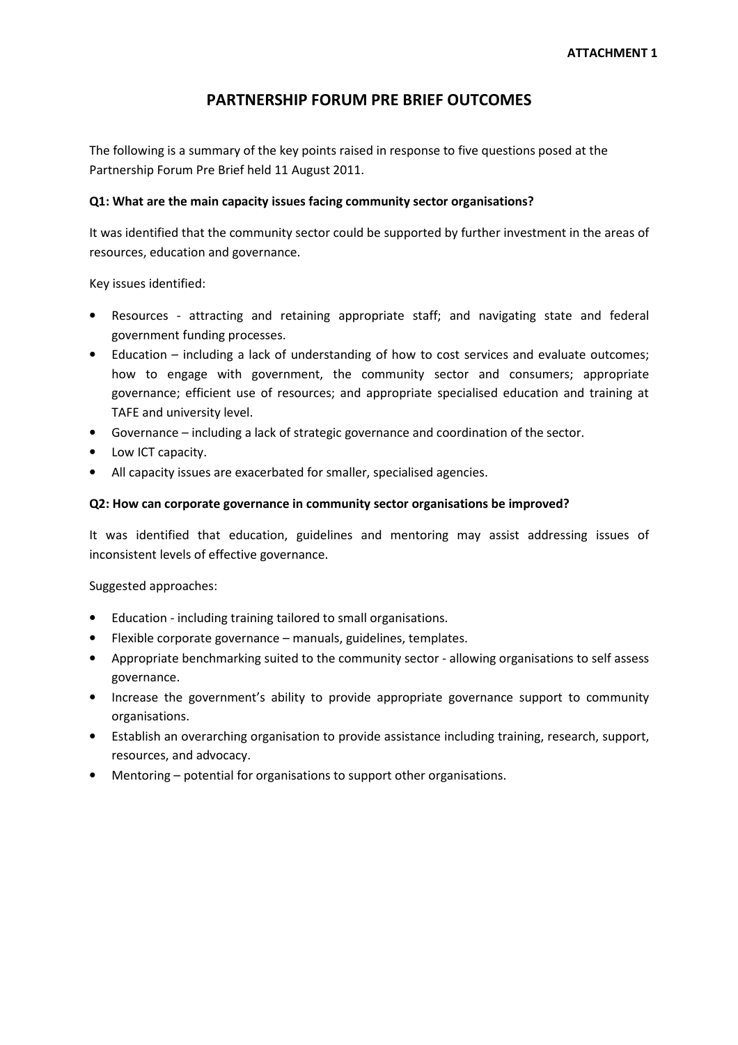**ATTACHMENT 1**

# PARTNERSHIP FORUM PRE BRIEF OUTCOMES

The following is a summary of the key points raised in response to five questions posed at the Partnership Forum Pre Brief held 11 August 2011.

**Q1: What are the main capacity issues facing community sector organisations?**

It was identified that the community sector could be supported by further investment in the areas of resources, education and governance.

Key issues identified:

- Resources - attracting and retaining appropriate staff; and navigating state and federal government funding processes.
- Education – including a lack of understanding of how to cost services and evaluate outcomes; how to engage with government, the community sector and consumers; appropriate governance; efficient use of resources; and appropriate specialised education and training at TAFE and university level.
- Governance – including a lack of strategic governance and coordination of the sector.
- Low ICT capacity.
- All capacity issues are exacerbated for smaller, specialised agencies.

**Q2: How can corporate governance in community sector organisations be improved?**

It was identified that education, guidelines and mentoring may assist addressing issues of inconsistent levels of effective governance.

Suggested approaches:

- Education - including training tailored to small organisations.
- Flexible corporate governance – manuals, guidelines, templates.
- Appropriate benchmarking suited to the community sector - allowing organisations to self assess governance.
- Increase the government's ability to provide appropriate governance support to community organisations.
- Establish an overarching organisation to provide assistance including training, research, support, resources, and advocacy.
- Mentoring – potential for organisations to support other organisations.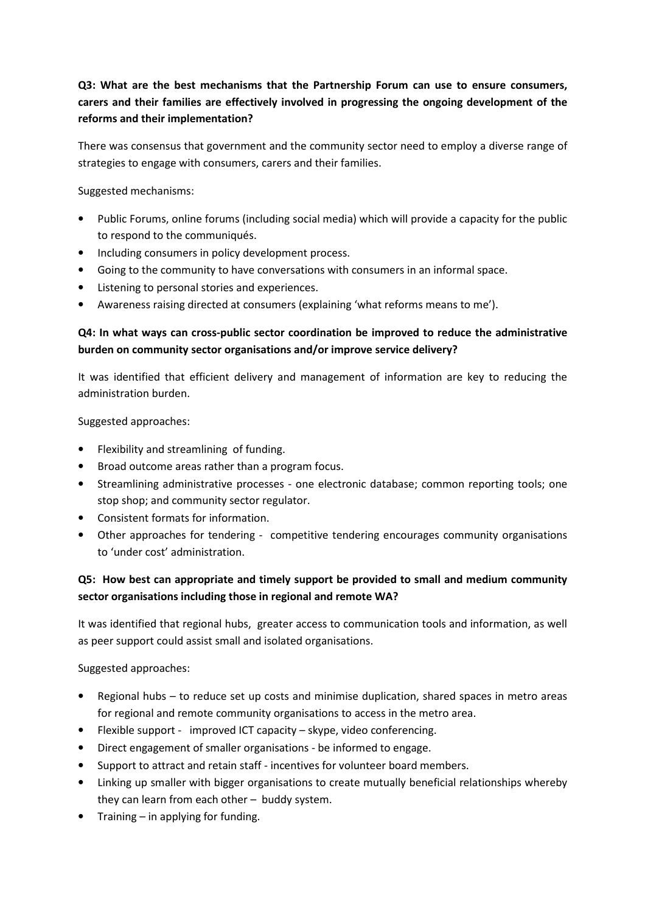**Q3: What are the best mechanisms that the Partnership Forum can use to ensure consumers, carers and their families are effectively involved in progressing the ongoing development of the reforms and their implementation?**

There was consensus that government and the community sector need to employ a diverse range of strategies to engage with consumers, carers and their families.

Suggested mechanisms:

- Public Forums, online forums (including social media) which will provide a capacity for the public to respond to the communiqués.
- Including consumers in policy development process.
- Going to the community to have conversations with consumers in an informal space.
- Listening to personal stories and experiences.
- Awareness raising directed at consumers (explaining 'what reforms means to me').

**Q4: In what ways can cross-public sector coordination be improved to reduce the administrative burden on community sector organisations and/or improve service delivery?**

It was identified that efficient delivery and management of information are key to reducing the administration burden.

Suggested approaches:

- Flexibility and streamlining of funding.
- Broad outcome areas rather than a program focus.
- Streamlining administrative processes - one electronic database; common reporting tools; one stop shop; and community sector regulator.
- Consistent formats for information.
- Other approaches for tendering - competitive tendering encourages community organisations to 'under cost' administration.

**Q5: How best can appropriate and timely support be provided to small and medium community sector organisations including those in regional and remote WA?**

It was identified that regional hubs, greater access to communication tools and information, as well as peer support could assist small and isolated organisations.

Suggested approaches:

- Regional hubs – to reduce set up costs and minimise duplication, shared spaces in metro areas for regional and remote community organisations to access in the metro area.
- Flexible support - improved ICT capacity – skype, video conferencing.
- Direct engagement of smaller organisations - be informed to engage.
- Support to attract and retain staff - incentives for volunteer board members.
- Linking up smaller with bigger organisations to create mutually beneficial relationships whereby they can learn from each other – buddy system.
- Training – in applying for funding.